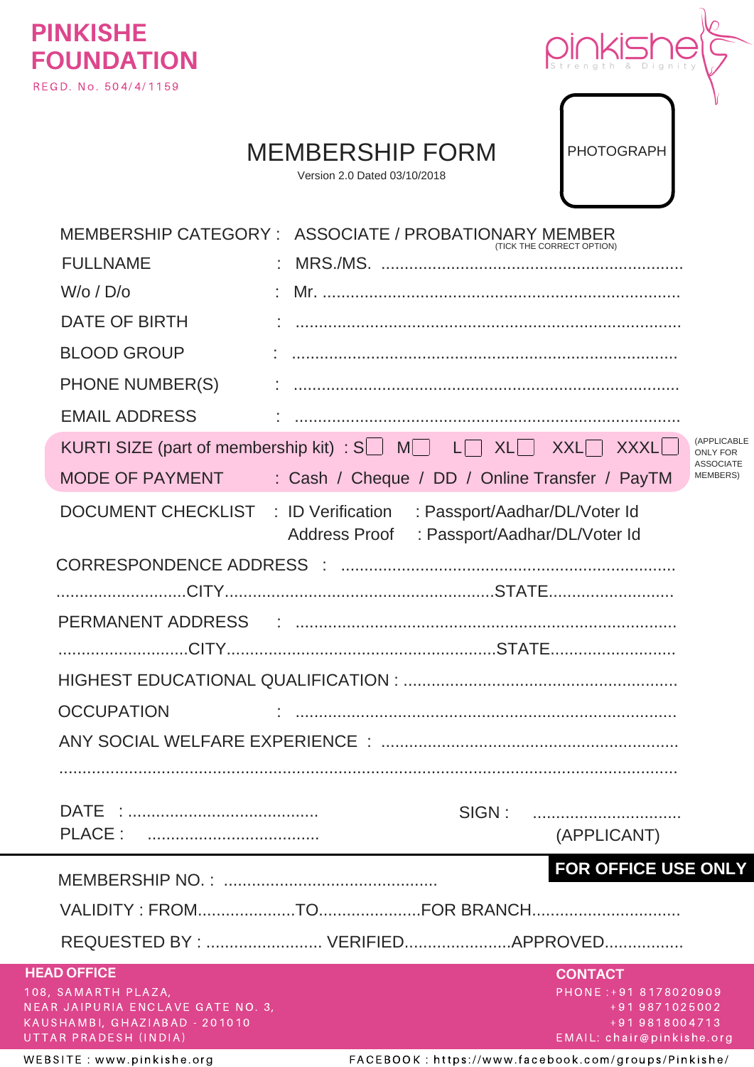# PINKISHE FOUNDATION

REGD. No. 504/4/1159

pinkishe
Strength & Dignity

## MEMBERSHIP FORM

Version 2.0 Dated 03/10/2018

PHOTOGRAPH

MEMBERSHIP CATEGORY : ASSOCIATE / PROBATIONARY MEMBER
(TICK THE CORRECT OPTION)

FULLNAME : MRS./MS. ................................................................

W/o / D/o : Mr. ...........................................................................

DATE OF BIRTH : ................................................................................

BLOOD GROUP : ................................................................................

PHONE NUMBER(S) : ................................................................................

EMAIL ADDRESS : ................................................................................

KURTI SIZE (part of membership kit) : S☐ M☐ L☐ XL☐ XXL☐ XXXL☐ (APPLICABLE ONLY FOR ASSOCIATE MEMBERS)

MODE OF PAYMENT : Cash / Cheque / DD / Online Transfer / PayTM

DOCUMENT CHECKLIST : ID Verification : Passport/Aadhar/DL/Voter Id
Address Proof : Passport/Aadhar/DL/Voter Id

CORRESPONDENCE ADDRESS : .......................................................................
............................CITY.........................................................STATE...........................

PERMANENT ADDRESS : ................................................................................
............................CITY.........................................................STATE...........................

HIGHEST EDUCATIONAL QUALIFICATION : .........................................................

OCCUPATION : ................................................................................

ANY SOCIAL WELFARE EXPERIENCE : ...............................................................
..........................................................................................................................

DATE : .........................................
PLACE : .....................................

SIGN : ................................
(APPLICANT)

**FOR OFFICE USE ONLY**

MEMBERSHIP NO. : ..............................................

VALIDITY : FROM.....................TO......................FOR BRANCH................................

REQUESTED BY : .......................... VERIFIED.......................APPROVED.................

**HEAD OFFICE**
108, SAMARTH PLAZA,
NEAR JAIPURIA ENCLAVE GATE NO. 3,
KAUSHAMBI, GHAZIABAD - 201010
UTTAR PRADESH (INDIA)

**CONTACT**
PHONE :+91 8178020909
+91 9871025002
+91 9818004713
EMAIL: chair@pinkishe.org

WEBSITE : www.pinkishe.org
FACEBOOK : https://www.facebook.com/groups/Pinkishe/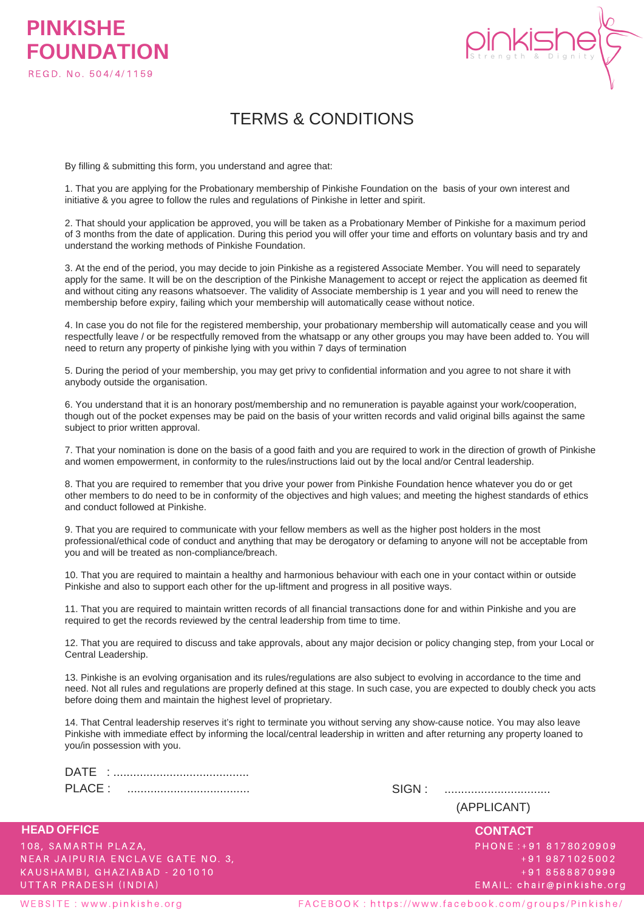# PINKISHE FOUNDATION

REGD. No. 504/4/1159

pinkishe
Strength & Dignity

## TERMS & CONDITIONS

By filling & submitting this form, you understand and agree that:

1. That you are applying for the Probationary membership of Pinkishe Foundation on the basis of your own interest and initiative & you agree to follow the rules and regulations of Pinkishe in letter and spirit.

2. That should your application be approved, you will be taken as a Probationary Member of Pinkishe for a maximum period of 3 months from the date of application. During this period you will offer your time and efforts on voluntary basis and try and understand the working methods of Pinkishe Foundation.

3. At the end of the period, you may decide to join Pinkishe as a registered Associate Member. You will need to separately apply for the same. It will be on the description of the Pinkishe Management to accept or reject the application as deemed fit and without citing any reasons whatsoever. The validity of Associate membership is 1 year and you will need to renew the membership before expiry, failing which your membership will automatically cease without notice.

4. In case you do not file for the registered membership, your probationary membership will automatically cease and you will respectfully leave / or be respectfully removed from the whatsapp or any other groups you may have been added to. You will need to return any property of pinkishe lying with you within 7 days of termination

5. During the period of your membership, you may get privy to confidential information and you agree to not share it with anybody outside the organisation.

6. You understand that it is an honorary post/membership and no remuneration is payable against your work/cooperation, though out of the pocket expenses may be paid on the basis of your written records and valid original bills against the same subject to prior written approval.

7. That your nomination is done on the basis of a good faith and you are required to work in the direction of growth of Pinkishe and women empowerment, in conformity to the rules/instructions laid out by the local and/or Central leadership.

8. That you are required to remember that you drive your power from Pinkishe Foundation hence whatever you do or get other members to do need to be in conformity of the objectives and high values; and meeting the highest standards of ethics and conduct followed at Pinkishe.

9. That you are required to communicate with your fellow members as well as the higher post holders in the most professional/ethical code of conduct and anything that may be derogatory or defaming to anyone will not be acceptable from you and will be treated as non-compliance/breach.

10. That you are required to maintain a healthy and harmonious behaviour with each one in your contact within or outside Pinkishe and also to support each other for the up-liftment and progress in all positive ways.

11. That you are required to maintain written records of all financial transactions done for and within Pinkishe and you are required to get the records reviewed by the central leadership from time to time.

12. That you are required to discuss and take approvals, about any major decision or policy changing step, from your Local or Central Leadership.

13. Pinkishe is an evolving organisation and its rules/regulations are also subject to evolving in accordance to the time and need. Not all rules and regulations are properly defined at this stage. In such case, you are expected to doubly check you acts before doing them and maintain the highest level of proprietary.

14. That Central leadership reserves it's right to terminate you without serving any show-cause notice. You may also leave Pinkishe with immediate effect by informing the local/central leadership in written and after returning any property loaned to you/in possession with you.

DATE : ..........................................

PLACE : .....................................

SIGN : ................................

(APPLICANT)

**HEAD OFFICE**

108, SAMARTH PLAZA,
NEAR JAIPURIA ENCLAVE GATE NO. 3,
KAUSHAMBI, GHAZIABAD - 201010
UTTAR PRADESH (INDIA)

**CONTACT**

PHONE :+91 8178020909
+91 9871025002
+91 8588870999
EMAIL: chair@pinkishe.org

WEBSITE : www.pinkishe.org

FACEBOOK : https://www.facebook.com/groups/Pinkishe/